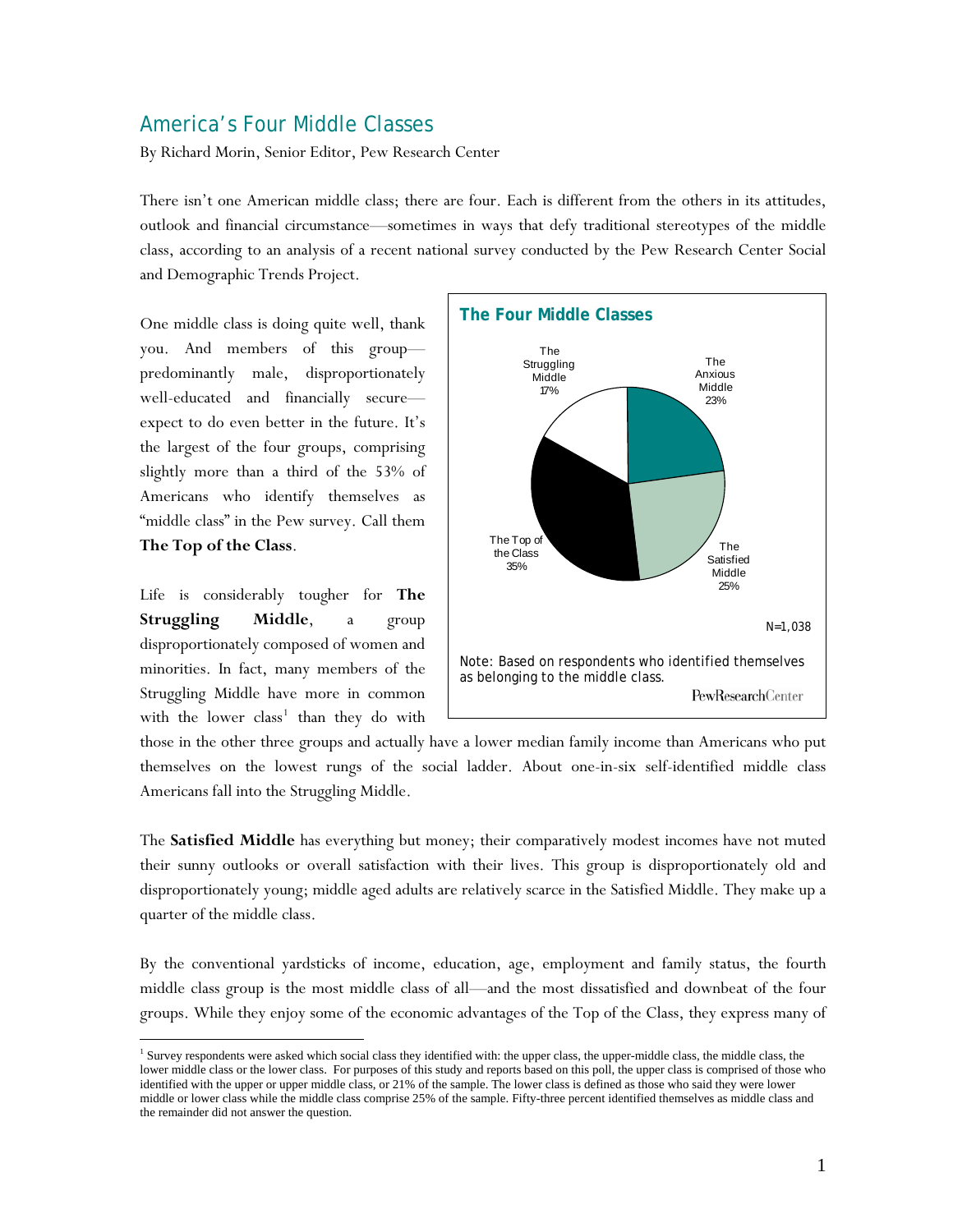# America's Four Middle Classes

By Richard Morin, Senior Editor, Pew Research Center

There isn't one American middle class; there are four. Each is different from the others in its attitudes, outlook and financial circumstance—sometimes in ways that defy traditional stereotypes of the middle class, according to an analysis of a recent national survey conducted by the Pew Research Center Social and Demographic Trends Project.

One middle class is doing quite well, thank you. And members of this group—predominantly male, disproportionately well-educated and financially secure—expect to do even better in the future. It's the largest of the four groups, comprising slightly more than a third of the 53% of Americans who identify themselves as "middle class" in the Pew survey. Call them **The Top of the Class**.

Life is considerably tougher for **The Struggling Middle**, a group disproportionately composed of women and minorities. In fact, many members of the Struggling Middle have more in common with the lower class[1] than they do with those in the other three groups and actually have a lower median family income than Americans who put themselves on the lowest rungs of the social ladder. About one-in-six self-identified middle class Americans fall into the Struggling Middle.

**The Four Middle Classes**

| Group | Share |
| --- | --- |
| The Struggling Middle | 17% |
| The Anxious Middle | 23% |
| The Satisfied Middle | 25% |
| The Top of the Class | 35% |

N=1,038

Note: Based on respondents who identified themselves as belonging to the middle class.

PewResearchCenter

The **Satisfied Middle** has everything but money; their comparatively modest incomes have not muted their sunny outlooks or overall satisfaction with their lives. This group is disproportionately old and disproportionately young; middle aged adults are relatively scarce in the Satisfied Middle. They make up a quarter of the middle class.

By the conventional yardsticks of income, education, age, employment and family status, the fourth middle class group is the most middle class of all—and the most dissatisfied and downbeat of the four groups. While they enjoy some of the economic advantages of the Top of the Class, they express many of

---

[1] Survey respondents were asked which social class they identified with: the upper class, the upper-middle class, the middle class, the lower middle class or the lower class. For purposes of this study and reports based on this poll, the upper class is comprised of those who identified with the upper or upper middle class, or 21% of the sample. The lower class is defined as those who said they were lower middle or lower class while the middle class comprise 25% of the sample. Fifty-three percent identified themselves as middle class and the remainder did not answer the question.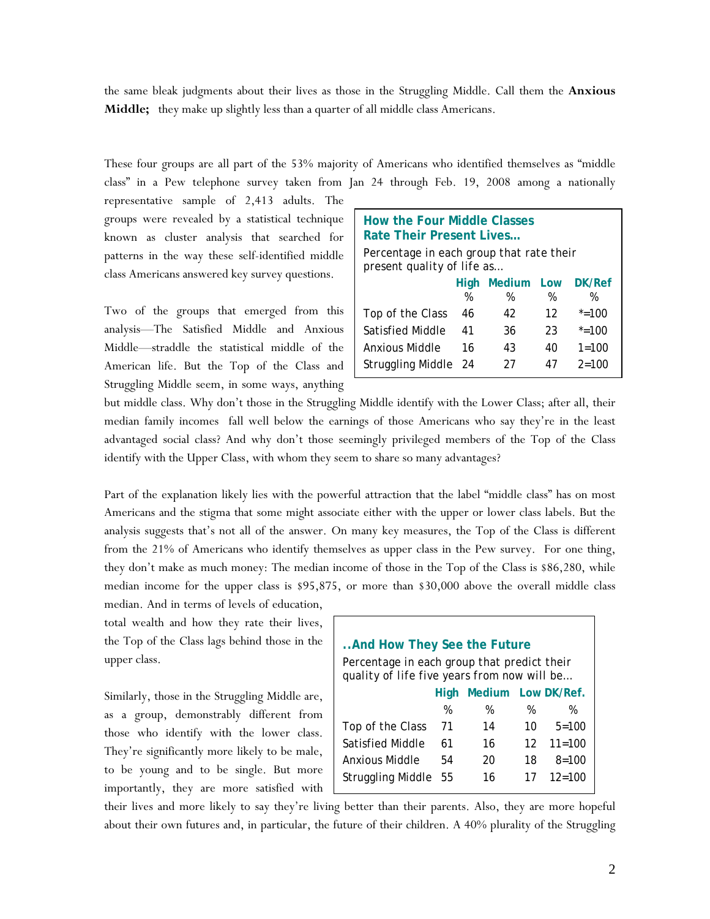the same bleak judgments about their lives as those in the Struggling Middle. Call them the **Anxious Middle;** they make up slightly less than a quarter of all middle class Americans.

These four groups are all part of the 53% majority of Americans who identified themselves as "middle class" in a Pew telephone survey taken from Jan 24 through Feb. 19, 2008 among a nationally representative sample of 2,413 adults. The groups were revealed by a statistical technique known as cluster analysis that searched for patterns in the way these self-identified middle class Americans answered key survey questions.

**How the Four Middle Classes Rate Their Present Lives…**

Percentage in each group that rate their present quality of life as…

| | High | Medium | Low | DK/Ref |
|---|---|---|---|---|
| | % | % | % | % |
| Top of the Class | 46 | 42 | 12 | *=100 |
| Satisfied Middle | 41 | 36 | 23 | *=100 |
| Anxious Middle | 16 | 43 | 40 | 1=100 |
| Struggling Middle | 24 | 27 | 47 | 2=100 |

Two of the groups that emerged from this analysis—The Satisfied Middle and Anxious Middle—straddle the statistical middle of the American life. But the Top of the Class and Struggling Middle seem, in some ways, anything but middle class. Why don't those in the Struggling Middle identify with the Lower Class; after all, their median family incomes fall well below the earnings of those Americans who say they're in the least advantaged social class? And why don't those seemingly privileged members of the Top of the Class identify with the Upper Class, with whom they seem to share so many advantages?

Part of the explanation likely lies with the powerful attraction that the label "middle class" has on most Americans and the stigma that some might associate either with the upper or lower class labels. But the analysis suggests that's not all of the answer. On many key measures, the Top of the Class is different from the 21% of Americans who identify themselves as upper class in the Pew survey. For one thing, they don't make as much money: The median income of those in the Top of the Class is $86,280, while median income for the upper class is $95,875, or more than $30,000 above the overall middle class median. And in terms of levels of education, total wealth and how they rate their lives, the Top of the Class lags behind those in the upper class.

**..And How They See the Future**

Percentage in each group that predict their quality of life five years from now will be…

| | High | Medium | Low | DK/Ref. |
|---|---|---|---|---|
| | % | % | % | % |
| Top of the Class | 71 | 14 | 10 | 5=100 |
| Satisfied Middle | 61 | 16 | 12 | 11=100 |
| Anxious Middle | 54 | 20 | 18 | 8=100 |
| Struggling Middle | 55 | 16 | 17 | 12=100 |

Similarly, those in the Struggling Middle are, as a group, demonstrably different from those who identify with the lower class. They're significantly more likely to be male, to be young and to be single. But more importantly, they are more satisfied with their lives and more likely to say they're living better than their parents. Also, they are more hopeful about their own futures and, in particular, the future of their children. A 40% plurality of the Struggling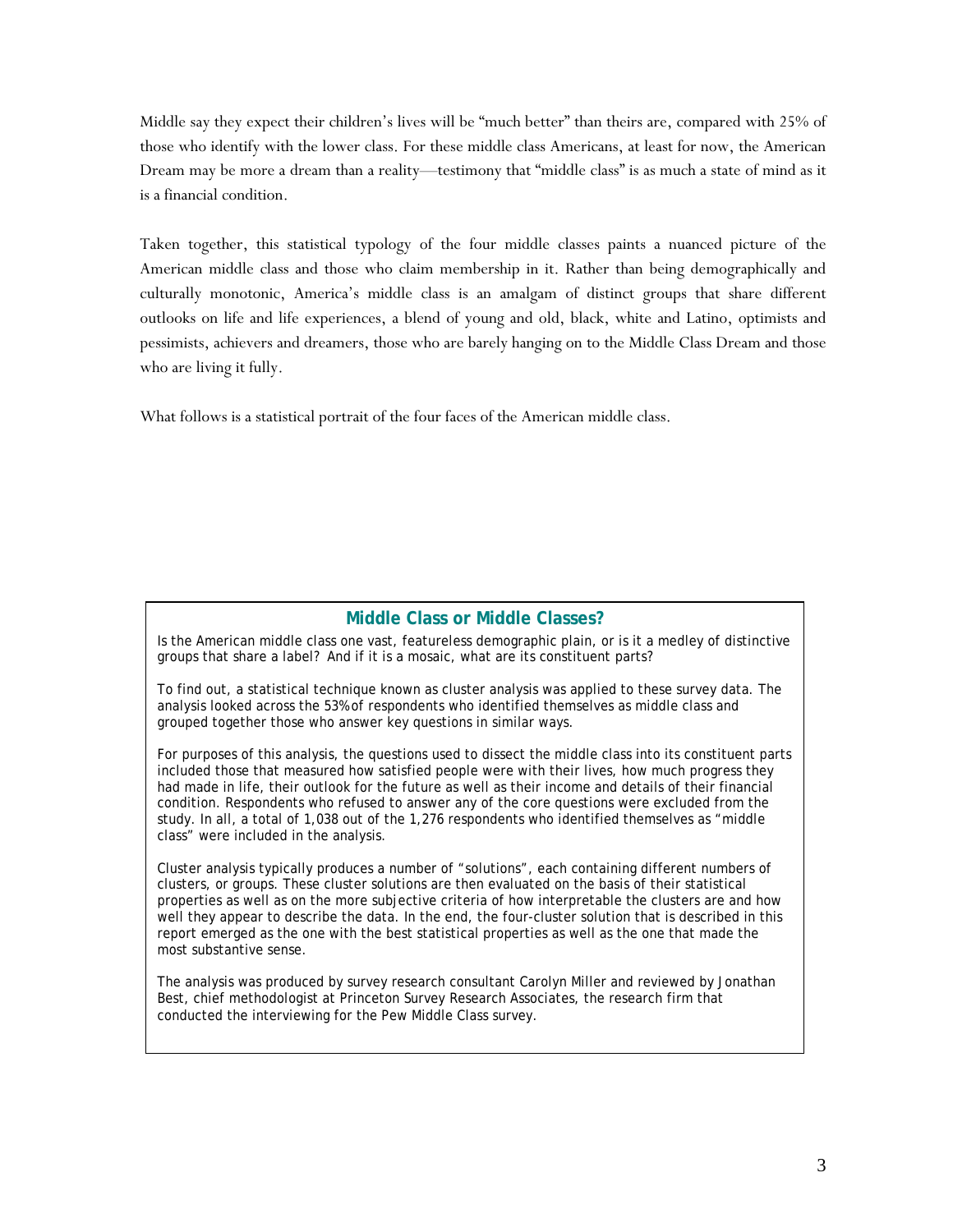Middle say they expect their children's lives will be "much better" than theirs are, compared with 25% of those who identify with the lower class. For these middle class Americans, at least for now, the American Dream may be more a dream than a reality—testimony that "middle class" is as much a state of mind as it is a financial condition.

Taken together, this statistical typology of the four middle classes paints a nuanced picture of the American middle class and those who claim membership in it. Rather than being demographically and culturally monotonic, America's middle class is an amalgam of distinct groups that share different outlooks on life and life experiences, a blend of young and old, black, white and Latino, optimists and pessimists, achievers and dreamers, those who are barely hanging on to the Middle Class Dream and those who are living it fully.

What follows is a statistical portrait of the four faces of the American middle class.

### Middle Class or Middle Classes?

Is the American middle class one vast, featureless demographic plain, or is it a medley of distinctive groups that share a label? And if it is a mosaic, what are its constituent parts?

To find out, a statistical technique known as cluster analysis was applied to these survey data. The analysis looked across the 53% of respondents who identified themselves as middle class and grouped together those who answer key questions in similar ways.

For purposes of this analysis, the questions used to dissect the middle class into its constituent parts included those that measured how satisfied people were with their lives, how much progress they had made in life, their outlook for the future as well as their income and details of their financial condition. Respondents who refused to answer any of the core questions were excluded from the study. In all, a total of 1,038 out of the 1,276 respondents who identified themselves as "middle class" were included in the analysis.

Cluster analysis typically produces a number of "solutions", each containing different numbers of clusters, or groups. These cluster solutions are then evaluated on the basis of their statistical properties as well as on the more subjective criteria of how interpretable the clusters are and how well they appear to describe the data. In the end, the four-cluster solution that is described in this report emerged as the one with the best statistical properties as well as the one that made the most substantive sense.

The analysis was produced by survey research consultant Carolyn Miller and reviewed by Jonathan Best, chief methodologist at Princeton Survey Research Associates, the research firm that conducted the interviewing for the Pew Middle Class survey.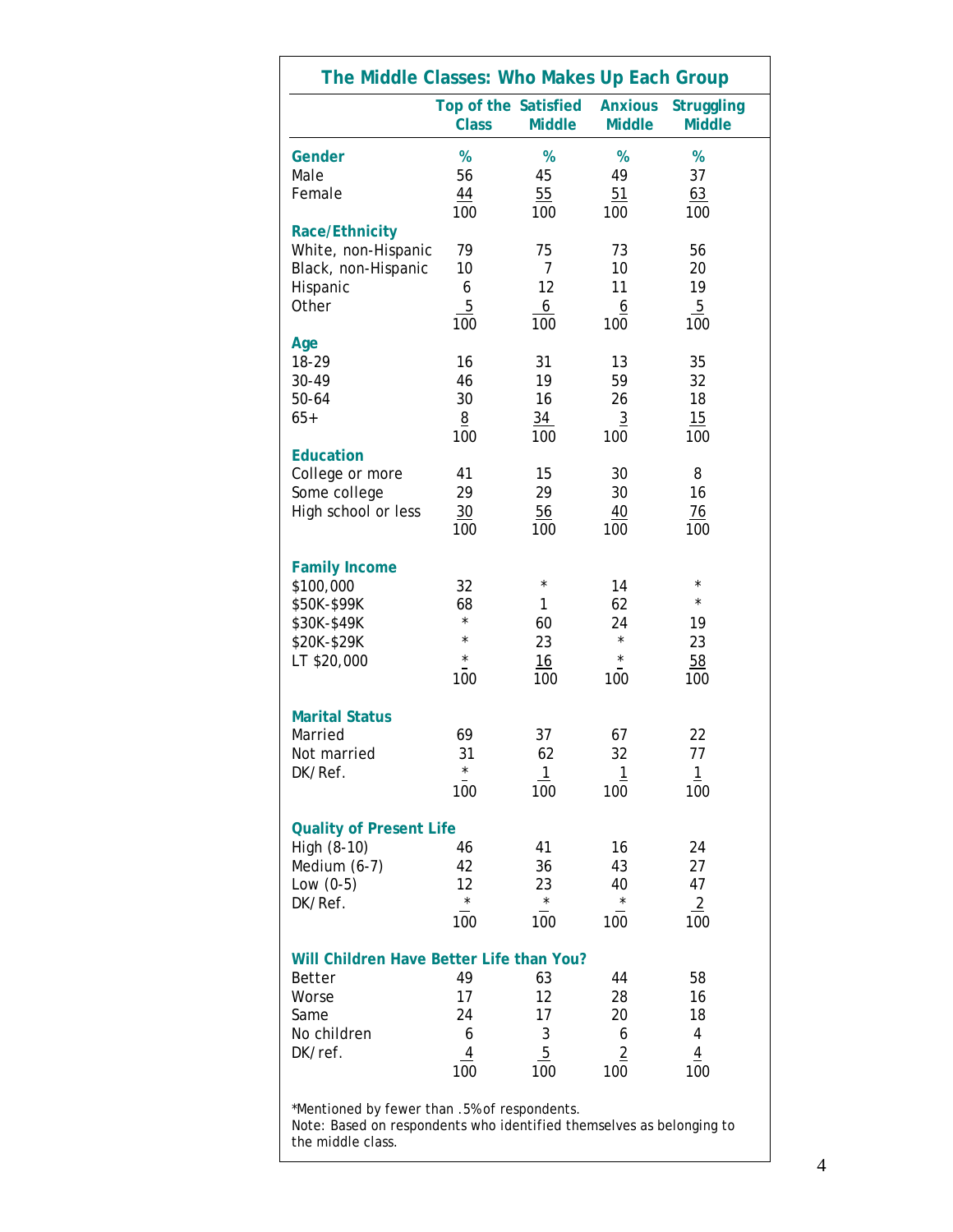## The Middle Classes: Who Makes Up Each Group

| | Top of the Class | Satisfied Middle | Anxious Middle | Struggling Middle |
|---|---|---|---|---|
| **Gender** | % | % | % | % |
| Male | 56 | 45 | 49 | 37 |
| Female | 44 | 55 | 51 | 63 |
| | 100 | 100 | 100 | 100 |
| **Race/Ethnicity** | | | | |
| White, non-Hispanic | 79 | 75 | 73 | 56 |
| Black, non-Hispanic | 10 | 7 | 10 | 20 |
| Hispanic | 6 | 12 | 11 | 19 |
| Other | 5 | 6 | 6 | 5 |
| | 100 | 100 | 100 | 100 |
| **Age** | | | | |
| 18-29 | 16 | 31 | 13 | 35 |
| 30-49 | 46 | 19 | 59 | 32 |
| 50-64 | 30 | 16 | 26 | 18 |
| 65+ | 8 | 34 | 3 | 15 |
| | 100 | 100 | 100 | 100 |
| **Education** | | | | |
| College or more | 41 | 15 | 30 | 8 |
| Some college | 29 | 29 | 30 | 16 |
| High school or less | 30 | 56 | 40 | 76 |
| | 100 | 100 | 100 | 100 |
| **Family Income** | | | | |
| $100,000 | 32 | * | 14 | * |
| $50K-$99K | 68 | 1 | 62 | * |
| $30K-$49K | * | 60 | 24 | 19 |
| $20K-$29K | * | 23 | * | 23 |
| LT $20,000 | * | 16 | * | 58 |
| | 100 | 100 | 100 | 100 |
| **Marital Status** | | | | |
| Married | 69 | 37 | 67 | 22 |
| Not married | 31 | 62 | 32 | 77 |
| DK/Ref. | * | 1 | 1 | 1 |
| | 100 | 100 | 100 | 100 |
| **Quality of Present Life** | | | | |
| High (8-10) | 46 | 41 | 16 | 24 |
| Medium (6-7) | 42 | 36 | 43 | 27 |
| Low (0-5) | 12 | 23 | 40 | 47 |
| DK/Ref. | * | * | * | 2 |
| | 100 | 100 | 100 | 100 |
| **Will Children Have Better Life than You?** | | | | |
| Better | 49 | 63 | 44 | 58 |
| Worse | 17 | 12 | 28 | 16 |
| Same | 24 | 17 | 20 | 18 |
| No children | 6 | 3 | 6 | 4 |
| DK/ref. | 4 | 5 | 2 | 4 |
| | 100 | 100 | 100 | 100 |

*Mentioned by fewer than .5% of respondents.
Note: Based on respondents who identified themselves as belonging to the middle class.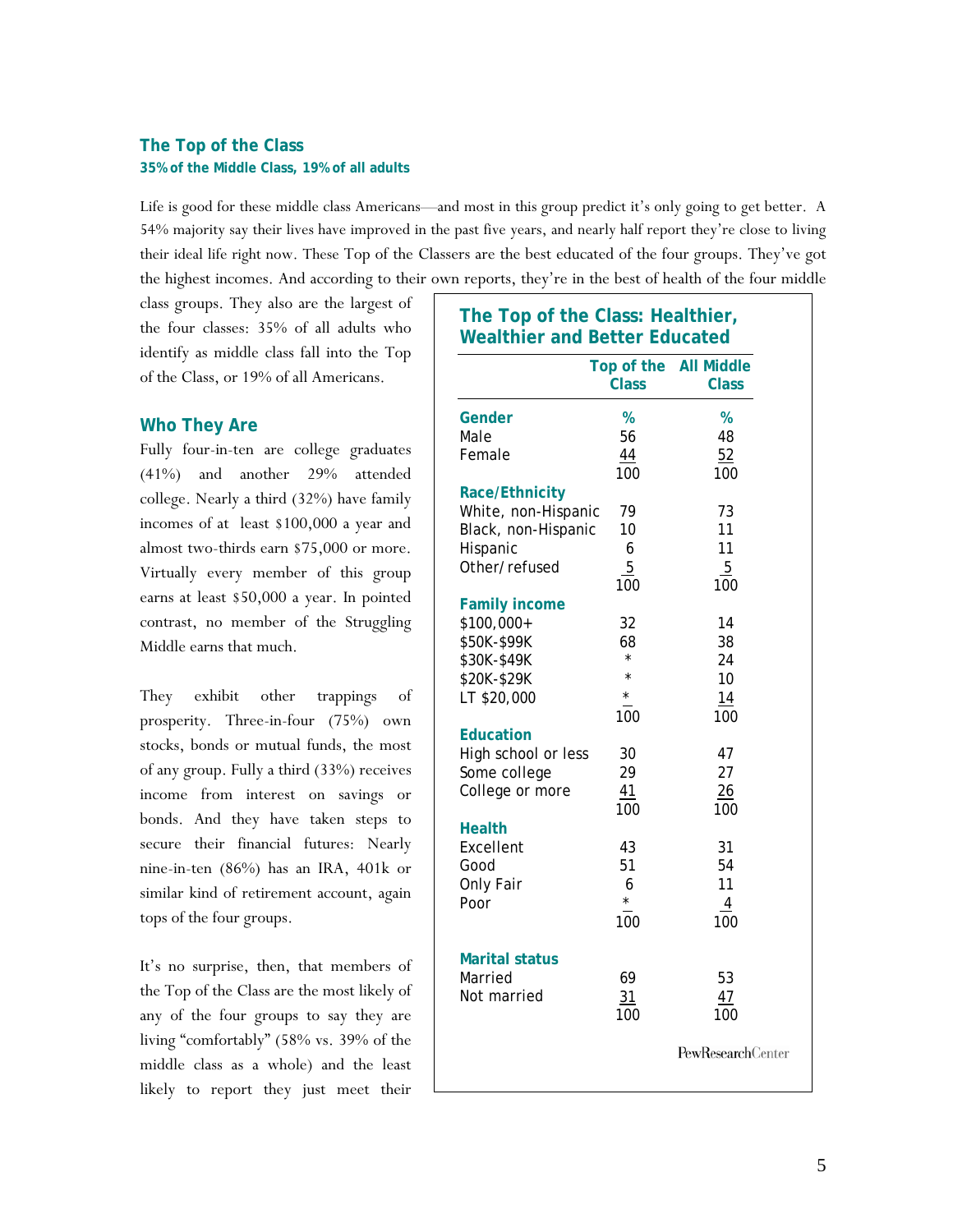## The Top of the Class

**35% of the Middle Class, 19% of all adults**

Life is good for these middle class Americans—and most in this group predict it's only going to get better. A 54% majority say their lives have improved in the past five years, and nearly half report they're close to living their ideal life right now. These Top of the Classers are the best educated of the four groups. They've got the highest incomes. And according to their own reports, they're in the best of health of the four middle class groups. They also are the largest of the four classes: 35% of all adults who identify as middle class fall into the Top of the Class, or 19% of all Americans.

### Who They Are

Fully four-in-ten are college graduates (41%) and another 29% attended college. Nearly a third (32%) have family incomes of at least $100,000 a year and almost two-thirds earn $75,000 or more. Virtually every member of this group earns at least $50,000 a year. In pointed contrast, no member of the Struggling Middle earns that much.

They exhibit other trappings of prosperity. Three-in-four (75%) own stocks, bonds or mutual funds, the most of any group. Fully a third (33%) receives income from interest on savings or bonds. And they have taken steps to secure their financial futures: Nearly nine-in-ten (86%) has an IRA, 401k or similar kind of retirement account, again tops of the four groups.

It's no surprise, then, that members of the Top of the Class are the most likely of any of the four groups to say they are living "comfortably" (58% vs. 39% of the middle class as a whole) and the least likely to report they just meet their

**The Top of the Class: Healthier, Wealthier and Better Educated**

| | Top of the Class | All Middle Class |
|---|---|---|
| **Gender** | % | % |
| Male | 56 | 48 |
| Female | 44 | 52 |
| | 100 | 100 |
| **Race/Ethnicity** | | |
| White, non-Hispanic | 79 | 73 |
| Black, non-Hispanic | 10 | 11 |
| Hispanic | 6 | 11 |
| Other/refused | 5 | 5 |
| | 100 | 100 |
| **Family income** | | |
| $100,000+ | 32 | 14 |
| $50K-$99K | 68 | 38 |
| $30K-$49K | * | 24 |
| $20K-$29K | * | 10 |
| LT $20,000 | * | 14 |
| | 100 | 100 |
| **Education** | | |
| High school or less | 30 | 47 |
| Some college | 29 | 27 |
| College or more | 41 | 26 |
| | 100 | 100 |
| **Health** | | |
| Excellent | 43 | 31 |
| Good | 51 | 54 |
| Only Fair | 6 | 11 |
| Poor | * | 4 |
| | 100 | 100 |
| **Marital status** | | |
| Married | 69 | 53 |
| Not married | 31 | 47 |
| | 100 | 100 |

PewResearchCenter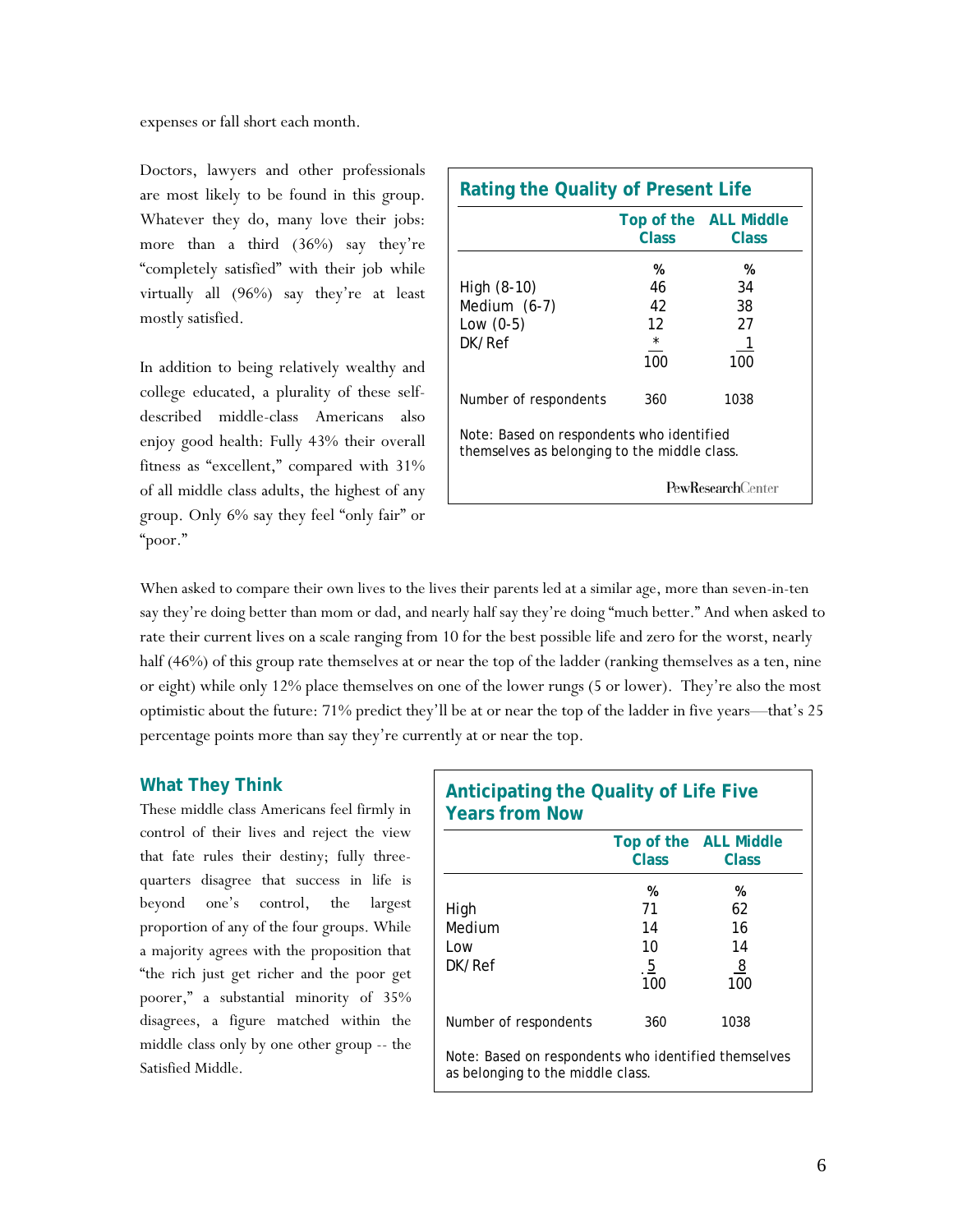expenses or fall short each month.

Doctors, lawyers and other professionals are most likely to be found in this group. Whatever they do, many love their jobs: more than a third (36%) say they're "completely satisfied" with their job while virtually all (96%) say they're at least mostly satisfied.

**Rating the Quality of Present Life**

| | Top of the Class | ALL Middle Class |
|---|---|---|
| | % | % |
| High (8-10) | 46 | 34 |
| Medium (6-7) | 42 | 38 |
| Low (0-5) | 12 | 27 |
| DK/Ref | * | 1 |
| | 100 | 100 |
| Number of respondents | 360 | 1038 |

Note: Based on respondents who identified themselves as belonging to the middle class.

PewResearchCenter

In addition to being relatively wealthy and college educated, a plurality of these self-described middle-class Americans also enjoy good health: Fully 43% their overall fitness as "excellent," compared with 31% of all middle class adults, the highest of any group. Only 6% say they feel "only fair" or "poor."

When asked to compare their own lives to the lives their parents led at a similar age, more than seven-in-ten say they're doing better than mom or dad, and nearly half say they're doing "much better." And when asked to rate their current lives on a scale ranging from 10 for the best possible life and zero for the worst, nearly half (46%) of this group rate themselves at or near the top of the ladder (ranking themselves as a ten, nine or eight) while only 12% place themselves on one of the lower rungs (5 or lower). They're also the most optimistic about the future: 71% predict they'll be at or near the top of the ladder in five years—that's 25 percentage points more than say they're currently at or near the top.

### What They Think

These middle class Americans feel firmly in control of their lives and reject the view that fate rules their destiny; fully three-quarters disagree that success in life is beyond one's control, the largest proportion of any of the four groups. While a majority agrees with the proposition that "the rich just get richer and the poor get poorer," a substantial minority of 35% disagrees, a figure matched within the middle class only by one other group -- the Satisfied Middle.

**Anticipating the Quality of Life Five Years from Now**

| | Top of the Class | ALL Middle Class |
|---|---|---|
| | % | % |
| High | 71 | 62 |
| Medium | 14 | 16 |
| Low | 10 | 14 |
| DK/Ref | 5 | 8 |
| | 100 | 100 |
| Number of respondents | 360 | 1038 |

Note: Based on respondents who identified themselves as belonging to the middle class.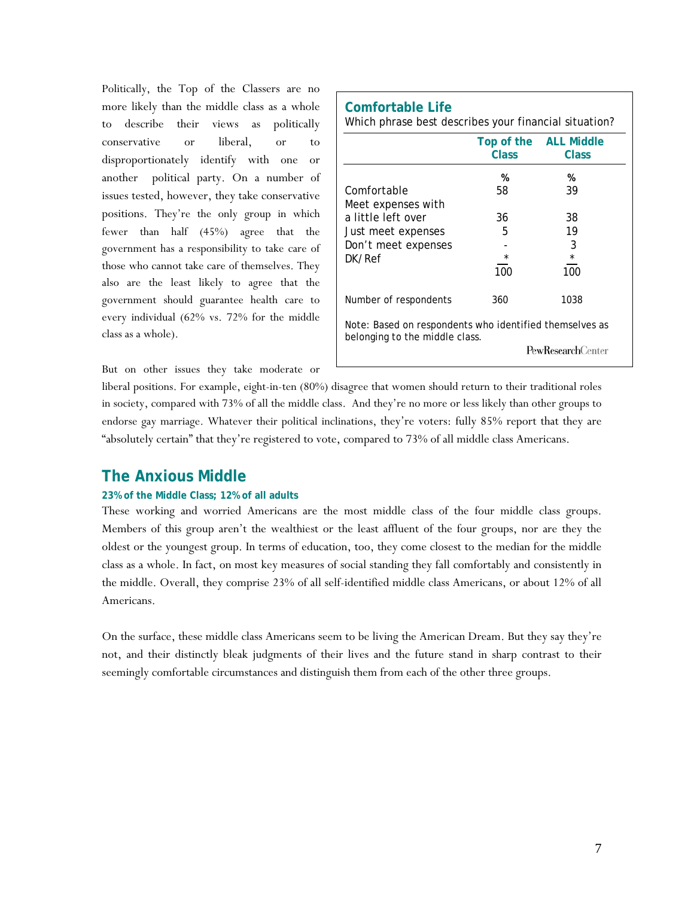Politically, the Top of the Classers are no more likely than the middle class as a whole to describe their views as politically conservative or liberal, or to disproportionately identify with one or another political party. On a number of issues tested, however, they take conservative positions. They're the only group in which fewer than half (45%) agree that the government has a responsibility to take care of those who cannot take care of themselves. They also are the least likely to agree that the government should guarantee health care to every individual (62% vs. 72% for the middle class as a whole).

**Comfortable Life**

Which phrase best describes your financial situation?

| | Top of the Class | ALL Middle Class |
|---|---|---|
| | % | % |
| Comfortable | 58 | 39 |
| Meet expenses with a little left over | 36 | 38 |
| Just meet expenses | 5 | 19 |
| Don't meet expenses | - | 3 |
| DK/Ref | * | * |
| | 100 | 100 |
| Number of respondents | 360 | 1038 |

Note: Based on respondents who identified themselves as belonging to the middle class.

PewResearchCenter

But on other issues they take moderate or liberal positions. For example, eight-in-ten (80%) disagree that women should return to their traditional roles in society, compared with 73% of all the middle class. And they're no more or less likely than other groups to endorse gay marriage. Whatever their political inclinations, they're voters: fully 85% report that they are "absolutely certain" that they're registered to vote, compared to 73% of all middle class Americans.

## The Anxious Middle

**23% of the Middle Class; 12% of all adults**

These working and worried Americans are the most middle class of the four middle class groups. Members of this group aren't the wealthiest or the least affluent of the four groups, nor are they the oldest or the youngest group. In terms of education, too, they come closest to the median for the middle class as a whole. In fact, on most key measures of social standing they fall comfortably and consistently in the middle. Overall, they comprise 23% of all self-identified middle class Americans, or about 12% of all Americans.

On the surface, these middle class Americans seem to be living the American Dream. But they say they're not, and their distinctly bleak judgments of their lives and the future stand in sharp contrast to their seemingly comfortable circumstances and distinguish them from each of the other three groups.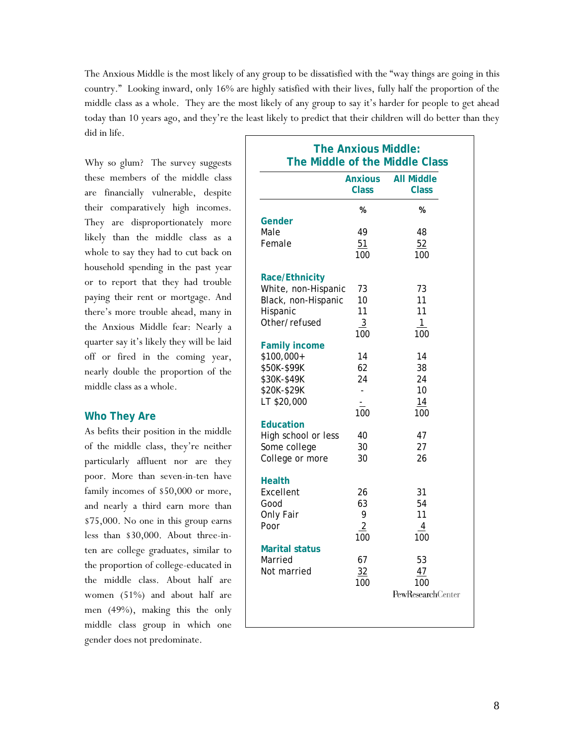The Anxious Middle is the most likely of any group to be dissatisfied with the "way things are going in this country." Looking inward, only 16% are highly satisfied with their lives, fully half the proportion of the middle class as a whole. They are the most likely of any group to say it's harder for people to get ahead today than 10 years ago, and they're the least likely to predict that their children will do better than they did in life.

Why so glum? The survey suggests these members of the middle class are financially vulnerable, despite their comparatively high incomes. They are disproportionately more likely than the middle class as a whole to say they had to cut back on household spending in the past year or to report that they had trouble paying their rent or mortgage. And there's more trouble ahead, many in the Anxious Middle fear: Nearly a quarter say it's likely they will be laid off or fired in the coming year, nearly double the proportion of the middle class as a whole.

## Who They Are

As befits their position in the middle of the middle class, they're neither particularly affluent nor are they poor. More than seven-in-ten have family incomes of $50,000 or more, and nearly a third earn more than $75,000. No one in this group earns less than $30,000. About three-in-ten are college graduates, similar to the proportion of college-educated in the middle class. About half are women (51%) and about half are men (49%), making this the only middle class group in which one gender does not predominate.

**The Anxious Middle: The Middle of the Middle Class**

| | Anxious Class | All Middle Class |
|---|---|---|
| | % | % |
| **Gender** | | |
| Male | 49 | 48 |
| Female | 51 | 52 |
| | 100 | 100 |
| **Race/Ethnicity** | | |
| White, non-Hispanic | 73 | 73 |
| Black, non-Hispanic | 10 | 11 |
| Hispanic | 11 | 11 |
| Other/refused | 3 | 1 |
| | 100 | 100 |
| **Family income** | | |
| $100,000+ | 14 | 14 |
| $50K-$99K | 62 | 38 |
| $30K-$49K | 24 | 24 |
| $20K-$29K | - | 10 |
| LT $20,000 | - | 14 |
| | 100 | 100 |
| **Education** | | |
| High school or less | 40 | 47 |
| Some college | 30 | 27 |
| College or more | 30 | 26 |
| **Health** | | |
| Excellent | 26 | 31 |
| Good | 63 | 54 |
| Only Fair | 9 | 11 |
| Poor | 2 | 4 |
| | 100 | 100 |
| **Marital status** | | |
| Married | 67 | 53 |
| Not married | 32 | 47 |
| | 100 | 100 |

PewResearchCenter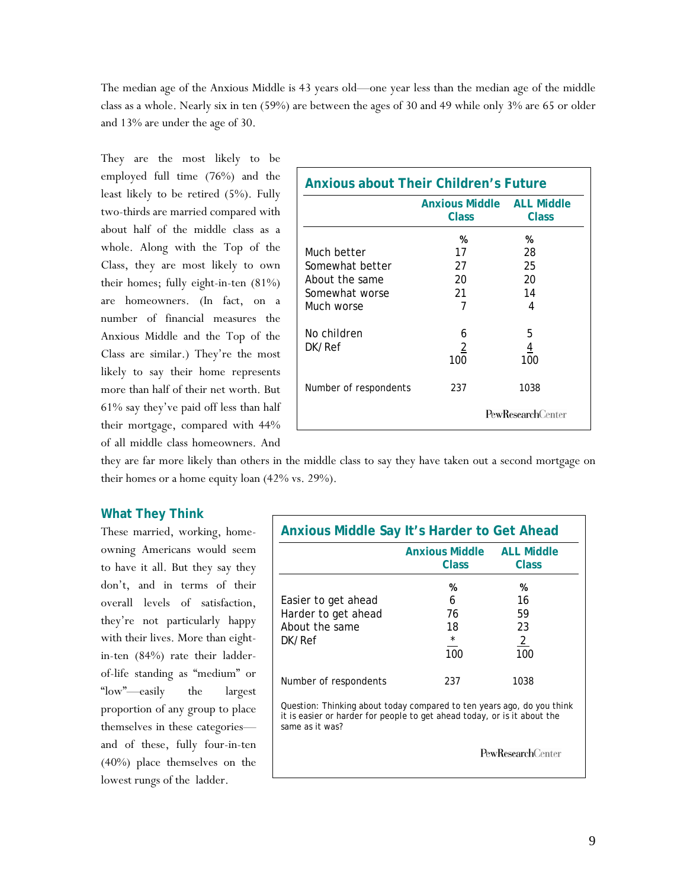The median age of the Anxious Middle is 43 years old—one year less than the median age of the middle class as a whole. Nearly six in ten (59%) are between the ages of 30 and 49 while only 3% are 65 or older and 13% are under the age of 30.

They are the most likely to be employed full time (76%) and the least likely to be retired (5%). Fully two-thirds are married compared with about half of the middle class as a whole. Along with the Top of the Class, they are most likely to own their homes; fully eight-in-ten (81%) are homeowners. (In fact, on a number of financial measures the Anxious Middle and the Top of the Class are similar.) They're the most likely to say their home represents more than half of their net worth. But 61% say they've paid off less than half their mortgage, compared with 44% of all middle class homeowners. And they are far more likely than others in the middle class to say they have taken out a second mortgage on their homes or a home equity loan (42% vs. 29%).

**Anxious about Their Children's Future**

| | Anxious Middle Class | ALL Middle Class |
|---|---|---|
| | % | % |
| Much better | 17 | 28 |
| Somewhat better | 27 | 25 |
| About the same | 20 | 20 |
| Somewhat worse | 21 | 14 |
| Much worse | 7 | 4 |
| No children | 6 | 5 |
| DK/Ref | 2 | 4 |
| | 100 | 100 |
| Number of respondents | 237 | 1038 |

PewResearchCenter

## What They Think

These married, working, home-owning Americans would seem to have it all. But they say they don't, and in terms of their overall levels of satisfaction, they're not particularly happy with their lives. More than eight-in-ten (84%) rate their ladder-of-life standing as "medium" or "low"—easily the largest proportion of any group to place themselves in these categories—and of these, fully four-in-ten (40%) place themselves on the lowest rungs of the ladder.

**Anxious Middle Say It's Harder to Get Ahead**

| | Anxious Middle Class | ALL Middle Class |
|---|---|---|
| | % | % |
| Easier to get ahead | 6 | 16 |
| Harder to get ahead | 76 | 59 |
| About the same | 18 | 23 |
| DK/Ref | * | 2 |
| | 100 | 100 |
| Number of respondents | 237 | 1038 |

Question: Thinking about today compared to ten years ago, do you think it is easier or harder for people to get ahead today, or is it about the same as it was?

PewResearchCenter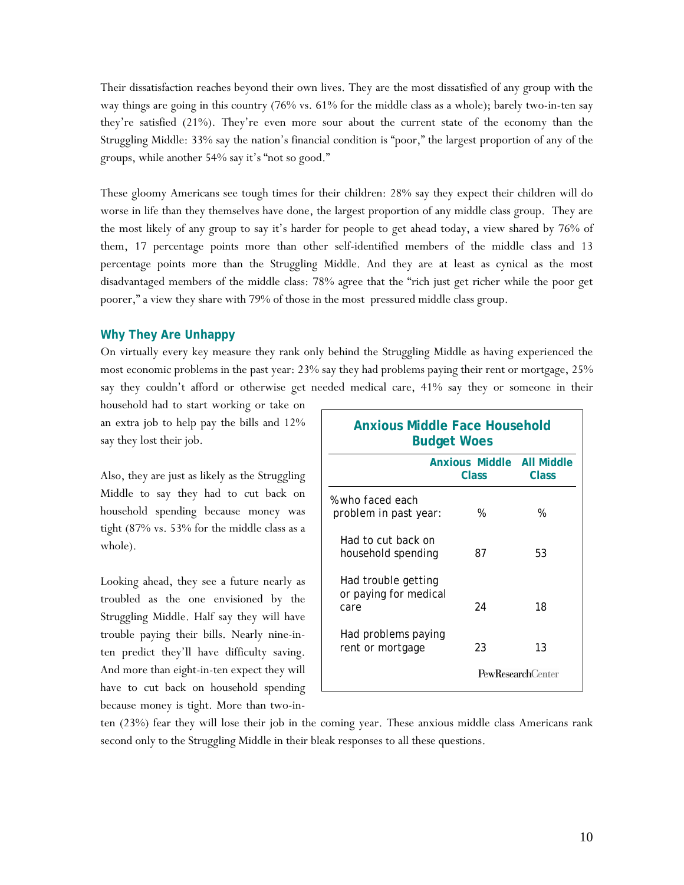Their dissatisfaction reaches beyond their own lives. They are the most dissatisfied of any group with the way things are going in this country (76% vs. 61% for the middle class as a whole); barely two-in-ten say they're satisfied (21%). They're even more sour about the current state of the economy than the Struggling Middle: 33% say the nation's financial condition is "poor," the largest proportion of any of the groups, while another 54% say it's "not so good."

These gloomy Americans see tough times for their children: 28% say they expect their children will do worse in life than they themselves have done, the largest proportion of any middle class group. They are the most likely of any group to say it's harder for people to get ahead today, a view shared by 76% of them, 17 percentage points more than other self-identified members of the middle class and 13 percentage points more than the Struggling Middle. And they are at least as cynical as the most disadvantaged members of the middle class: 78% agree that the "rich just get richer while the poor get poorer," a view they share with 79% of those in the most pressured middle class group.

### Why They Are Unhappy

On virtually every key measure they rank only behind the Struggling Middle as having experienced the most economic problems in the past year: 23% say they had problems paying their rent or mortgage, 25% say they couldn't afford or otherwise get needed medical care, 41% say they or someone in their household had to start working or take on an extra job to help pay the bills and 12% say they lost their job.

Also, they are just as likely as the Struggling Middle to say they had to cut back on household spending because money was tight (87% vs. 53% for the middle class as a whole).

**Anxious Middle Face Household Budget Woes**

| | Anxious Middle Class | All Middle Class |
|---|---|---|
| % who faced each problem in past year: | % | % |
| Had to cut back on household spending | 87 | 53 |
| Had trouble getting or paying for medical care | 24 | 18 |
| Had problems paying rent or mortgage | 23 | 13 |

PewResearchCenter

Looking ahead, they see a future nearly as troubled as the one envisioned by the Struggling Middle. Half say they will have trouble paying their bills. Nearly nine-in-ten predict they'll have difficulty saving. And more than eight-in-ten expect they will have to cut back on household spending because money is tight. More than two-in-ten (23%) fear they will lose their job in the coming year. These anxious middle class Americans rank second only to the Struggling Middle in their bleak responses to all these questions.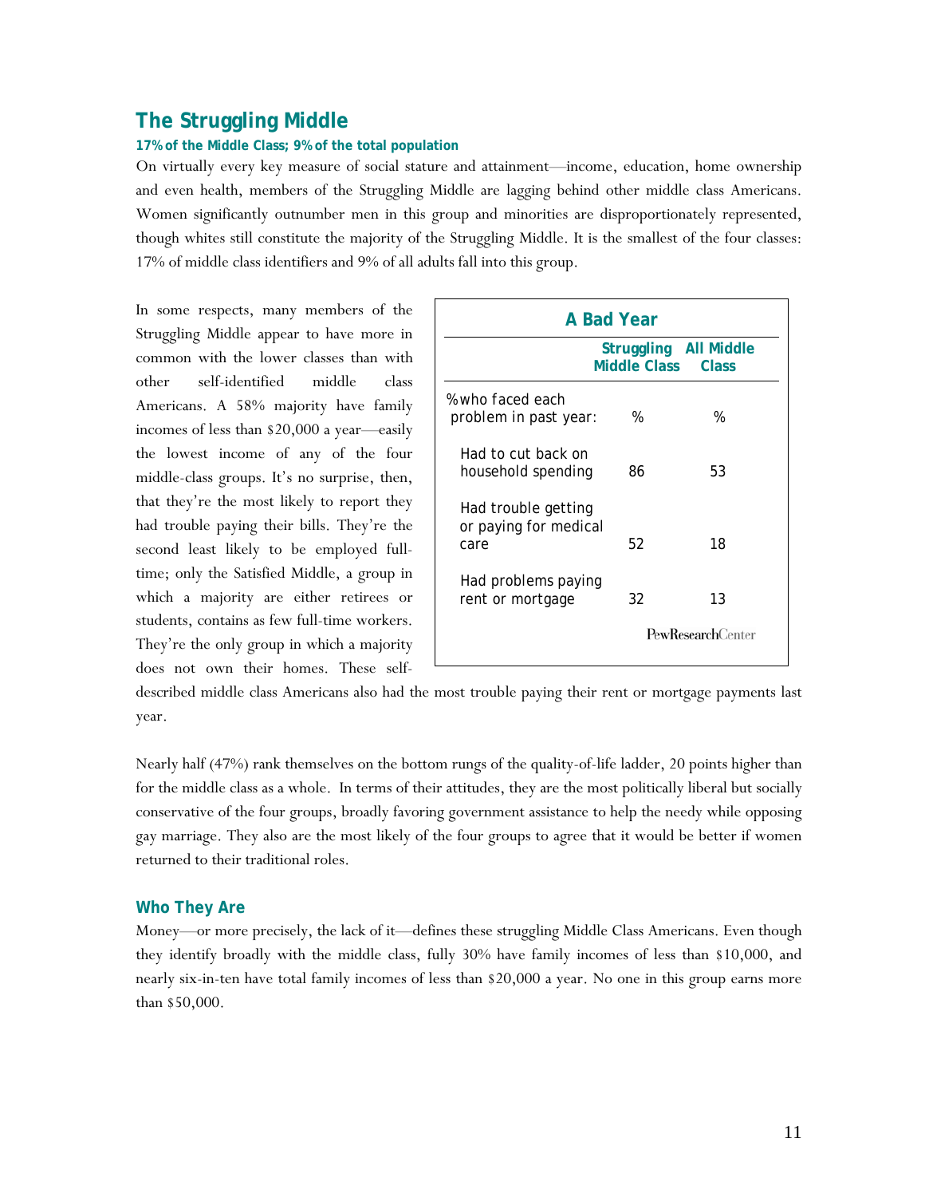## The Struggling Middle

**17% of the Middle Class; 9% of the total population**

On virtually every key measure of social stature and attainment—income, education, home ownership and even health, members of the Struggling Middle are lagging behind other middle class Americans. Women significantly outnumber men in this group and minorities are disproportionately represented, though whites still constitute the majority of the Struggling Middle. It is the smallest of the four classes: 17% of middle class identifiers and 9% of all adults fall into this group.

In some respects, many members of the Struggling Middle appear to have more in common with the lower classes than with other self-identified middle class Americans. A 58% majority have family incomes of less than $20,000 a year—easily the lowest income of any of the four middle-class groups. It's no surprise, then, that they're the most likely to report they had trouble paying their bills. They're the second least likely to be employed full-time; only the Satisfied Middle, a group in which a majority are either retirees or students, contains as few full-time workers. They're the only group in which a majority does not own their homes. These self-described middle class Americans also had the most trouble paying their rent or mortgage payments last year.

**A Bad Year**

| % who faced each problem in past year: | Struggling Middle Class % | All Middle Class % |
|---|---|---|
| Had to cut back on household spending | 86 | 53 |
| Had trouble getting or paying for medical care | 52 | 18 |
| Had problems paying rent or mortgage | 32 | 13 |

PewResearchCenter

Nearly half (47%) rank themselves on the bottom rungs of the quality-of-life ladder, 20 points higher than for the middle class as a whole. In terms of their attitudes, they are the most politically liberal but socially conservative of the four groups, broadly favoring government assistance to help the needy while opposing gay marriage. They also are the most likely of the four groups to agree that it would be better if women returned to their traditional roles.

### Who They Are

Money—or more precisely, the lack of it—defines these struggling Middle Class Americans. Even though they identify broadly with the middle class, fully 30% have family incomes of less than $10,000, and nearly six-in-ten have total family incomes of less than $20,000 a year. No one in this group earns more than $50,000.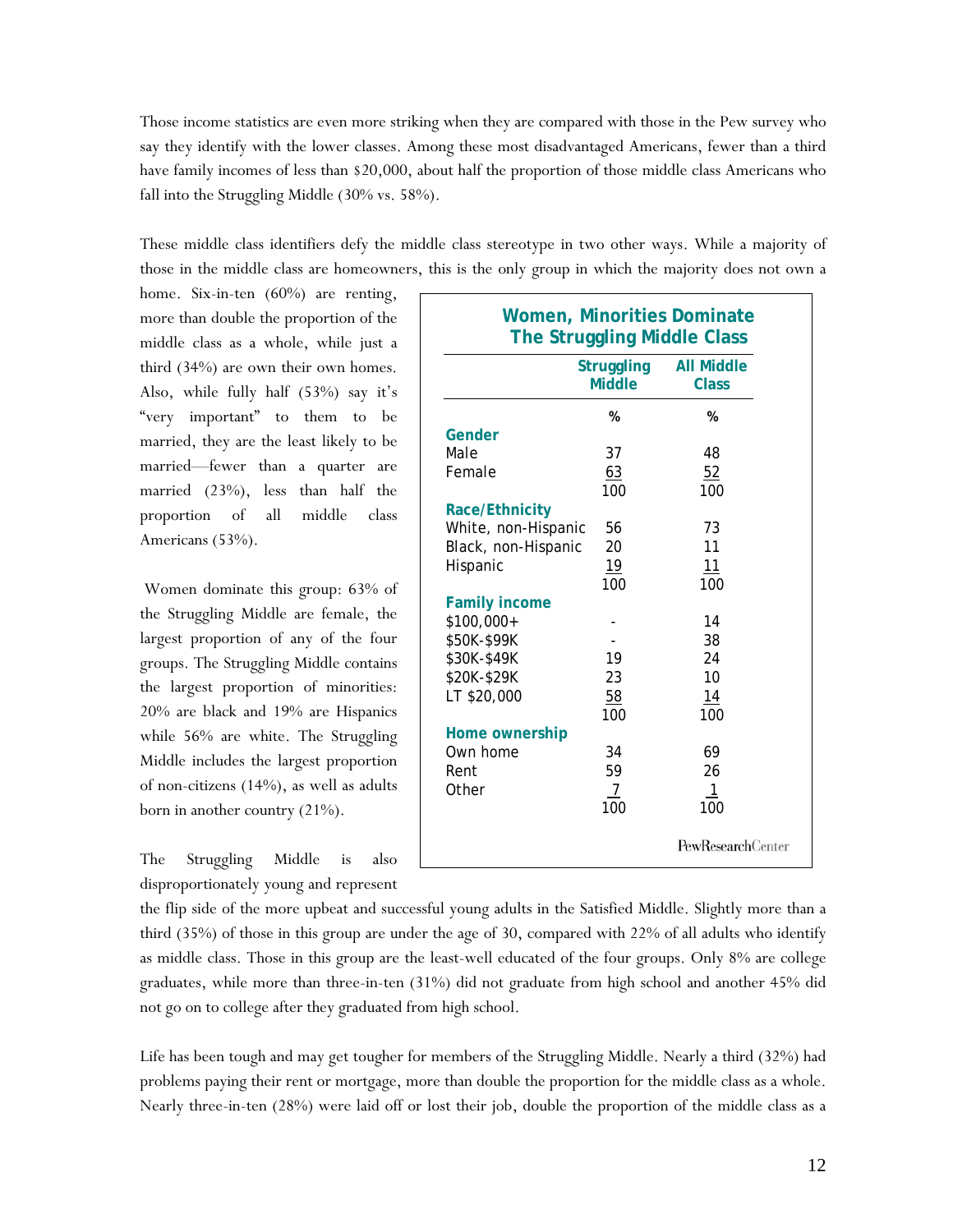Those income statistics are even more striking when they are compared with those in the Pew survey who say they identify with the lower classes. Among these most disadvantaged Americans, fewer than a third have family incomes of less than $20,000, about half the proportion of those middle class Americans who fall into the Struggling Middle (30% vs. 58%).

These middle class identifiers defy the middle class stereotype in two other ways. While a majority of those in the middle class are homeowners, this is the only group in which the majority does not own a home. Six-in-ten (60%) are renting, more than double the proportion of the middle class as a whole, while just a third (34%) are own their own homes. Also, while fully half (53%) say it's "very important" to them to be married, they are the least likely to be married—fewer than a quarter are married (23%), less than half the proportion of all middle class Americans (53%).

Women dominate this group: 63% of the Struggling Middle are female, the largest proportion of any of the four groups. The Struggling Middle contains the largest proportion of minorities: 20% are black and 19% are Hispanics while 56% are white. The Struggling Middle includes the largest proportion of non-citizens (14%), as well as adults born in another country (21%).

**Women, Minorities Dominate The Struggling Middle Class**

| | Struggling Middle | All Middle Class |
|---|---|---|
| | % | % |
| **Gender** | | |
| Male | 37 | 48 |
| Female | 63 | 52 |
| | 100 | 100 |
| **Race/Ethnicity** | | |
| White, non-Hispanic | 56 | 73 |
| Black, non-Hispanic | 20 | 11 |
| Hispanic | 19 | 11 |
| | 100 | 100 |
| **Family income** | | |
| $100,000+ | - | 14 |
| $50K-$99K | - | 38 |
| $30K-$49K | 19 | 24 |
| $20K-$29K | 23 | 10 |
| LT $20,000 | 58 | 14 |
| | 100 | 100 |
| **Home ownership** | | |
| Own home | 34 | 69 |
| Rent | 59 | 26 |
| Other | 7 | 1 |
| | 100 | 100 |

PewResearchCenter

The Struggling Middle is also disproportionately young and represent the flip side of the more upbeat and successful young adults in the Satisfied Middle. Slightly more than a third (35%) of those in this group are under the age of 30, compared with 22% of all adults who identify as middle class. Those in this group are the least-well educated of the four groups. Only 8% are college graduates, while more than three-in-ten (31%) did not graduate from high school and another 45% did not go on to college after they graduated from high school.

Life has been tough and may get tougher for members of the Struggling Middle. Nearly a third (32%) had problems paying their rent or mortgage, more than double the proportion for the middle class as a whole. Nearly three-in-ten (28%) were laid off or lost their job, double the proportion of the middle class as a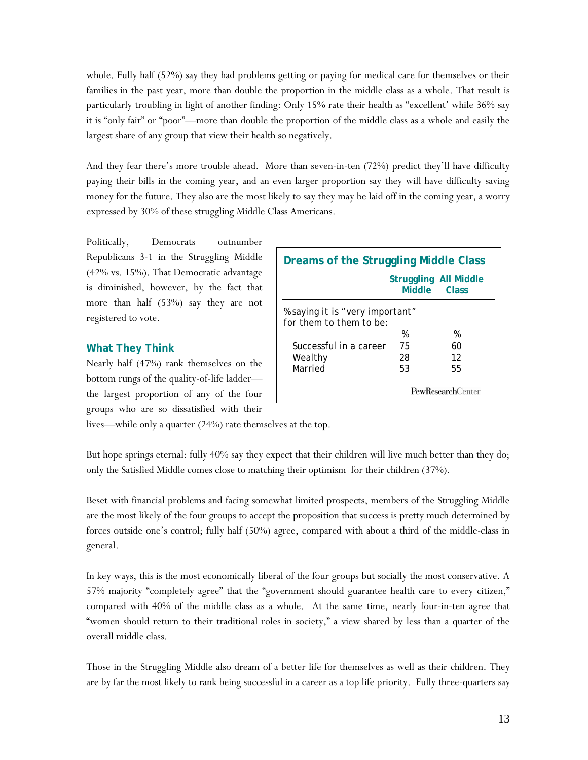whole. Fully half (52%) say they had problems getting or paying for medical care for themselves or their families in the past year, more than double the proportion in the middle class as a whole. That result is particularly troubling in light of another finding: Only 15% rate their health as "excellent' while 36% say it is "only fair" or "poor"—more than double the proportion of the middle class as a whole and easily the largest share of any group that view their health so negatively.

And they fear there's more trouble ahead. More than seven-in-ten (72%) predict they'll have difficulty paying their bills in the coming year, and an even larger proportion say they will have difficulty saving money for the future. They also are the most likely to say they may be laid off in the coming year, a worry expressed by 30% of these struggling Middle Class Americans.

Politically, Democrats outnumber Republicans 3-1 in the Struggling Middle (42% vs. 15%). That Democratic advantage is diminished, however, by the fact that more than half (53%) say they are not registered to vote.

**Dreams of the Struggling Middle Class**

| % saying it is "very important" for them to them to be: | Struggling Middle | All Middle Class |
|---|---|---|
| | % | % |
| Successful in a career | 75 | 60 |
| Wealthy | 28 | 12 |
| Married | 53 | 55 |

PewResearchCenter

## What They Think

Nearly half (47%) rank themselves on the bottom rungs of the quality-of-life ladder—the largest proportion of any of the four groups who are so dissatisfied with their lives—while only a quarter (24%) rate themselves at the top.

But hope springs eternal: fully 40% say they expect that their children will live much better than they do; only the Satisfied Middle comes close to matching their optimism for their children (37%).

Beset with financial problems and facing somewhat limited prospects, members of the Struggling Middle are the most likely of the four groups to accept the proposition that success is pretty much determined by forces outside one's control; fully half (50%) agree, compared with about a third of the middle-class in general.

In key ways, this is the most economically liberal of the four groups but socially the most conservative. A 57% majority "completely agree" that the "government should guarantee health care to every citizen," compared with 40% of the middle class as a whole. At the same time, nearly four-in-ten agree that "women should return to their traditional roles in society," a view shared by less than a quarter of the overall middle class.

Those in the Struggling Middle also dream of a better life for themselves as well as their children. They are by far the most likely to rank being successful in a career as a top life priority. Fully three-quarters say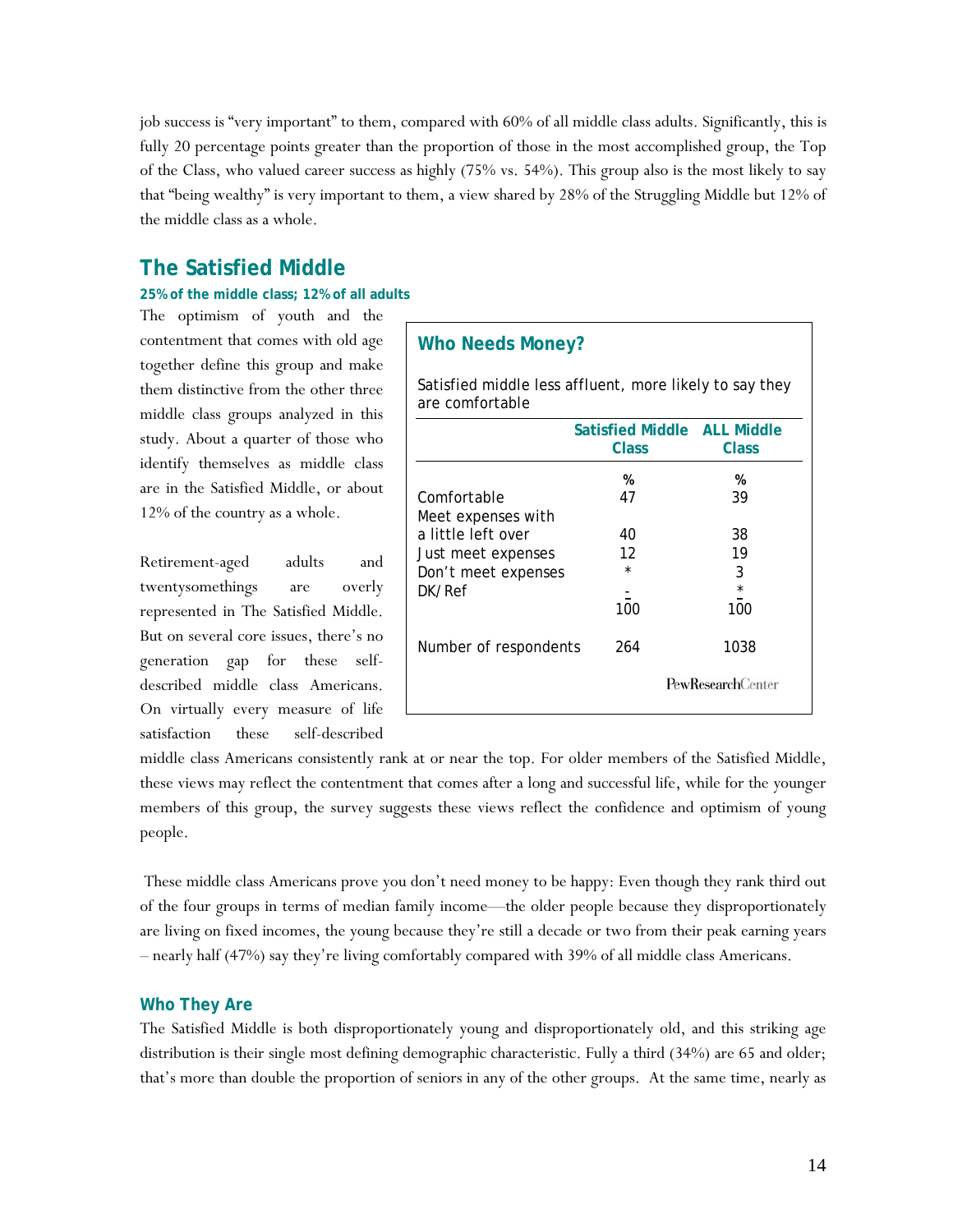job success is "very important" to them, compared with 60% of all middle class adults. Significantly, this is fully 20 percentage points greater than the proportion of those in the most accomplished group, the Top of the Class, who valued career success as highly (75% vs. 54%). This group also is the most likely to say that "being wealthy" is very important to them, a view shared by 28% of the Struggling Middle but 12% of the middle class as a whole.

## The Satisfied Middle

**25% of the middle class; 12% of all adults**

The optimism of youth and the contentment that comes with old age together define this group and make them distinctive from the other three middle class groups analyzed in this study. About a quarter of those who identify themselves as middle class are in the Satisfied Middle, or about 12% of the country as a whole.

### Who Needs Money?

Satisfied middle less affluent, more likely to say they are comfortable

| | Satisfied Middle Class | ALL Middle Class |
|---|---|---|
| | % | % |
| Comfortable | 47 | 39 |
| Meet expenses with a little left over | 40 | 38 |
| Just meet expenses | 12 | 19 |
| Don't meet expenses | * | 3 |
| DK/Ref | - | * |
| | 100 | 100 |
| Number of respondents | 264 | 1038 |

PewResearchCenter

Retirement-aged adults and twentysomethings are overly represented in The Satisfied Middle. But on several core issues, there's no generation gap for these self-described middle class Americans. On virtually every measure of life satisfaction these self-described middle class Americans consistently rank at or near the top. For older members of the Satisfied Middle, these views may reflect the contentment that comes after a long and successful life, while for the younger members of this group, the survey suggests these views reflect the confidence and optimism of young people.

These middle class Americans prove you don't need money to be happy: Even though they rank third out of the four groups in terms of median family income—the older people because they disproportionately are living on fixed incomes, the young because they're still a decade or two from their peak earning years – nearly half (47%) say they're living comfortably compared with 39% of all middle class Americans.

### Who They Are

The Satisfied Middle is both disproportionately young and disproportionately old, and this striking age distribution is their single most defining demographic characteristic. Fully a third (34%) are 65 and older; that's more than double the proportion of seniors in any of the other groups. At the same time, nearly as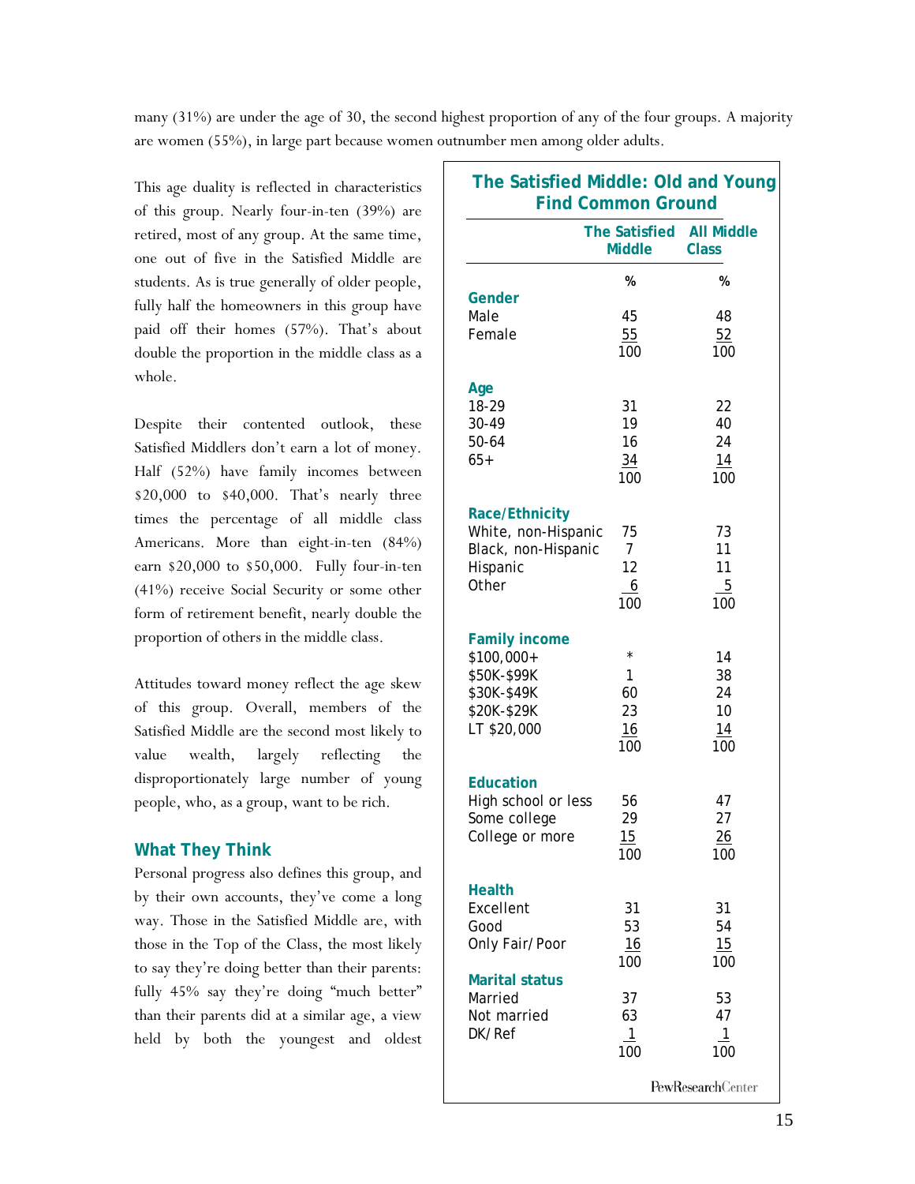many (31%) are under the age of 30, the second highest proportion of any of the four groups. A majority are women (55%), in large part because women outnumber men among older adults.

This age duality is reflected in characteristics of this group. Nearly four-in-ten (39%) are retired, most of any group. At the same time, one out of five in the Satisfied Middle are students. As is true generally of older people, fully half the homeowners in this group have paid off their homes (57%). That's about double the proportion in the middle class as a whole.

Despite their contented outlook, these Satisfied Middlers don't earn a lot of money. Half (52%) have family incomes between $20,000 to $40,000. That's nearly three times the percentage of all middle class Americans. More than eight-in-ten (84%) earn $20,000 to $50,000. Fully four-in-ten (41%) receive Social Security or some other form of retirement benefit, nearly double the proportion of others in the middle class.

Attitudes toward money reflect the age skew of this group. Overall, members of the Satisfied Middle are the second most likely to value wealth, largely reflecting the disproportionately large number of young people, who, as a group, want to be rich.

### What They Think

Personal progress also defines this group, and by their own accounts, they've come a long way. Those in the Satisfied Middle are, with those in the Top of the Class, the most likely to say they're doing better than their parents: fully 45% say they're doing "much better" than their parents did at a similar age, a view held by both the youngest and oldest

**The Satisfied Middle: Old and Young Find Common Ground**

| | The Satisfied Middle | All Middle Class |
|---|---|---|
| | % | % |
| **Gender** | | |
| Male | 45 | 48 |
| Female | 55 | 52 |
| | 100 | 100 |
| **Age** | | |
| 18-29 | 31 | 22 |
| 30-49 | 19 | 40 |
| 50-64 | 16 | 24 |
| 65+ | 34 | 14 |
| | 100 | 100 |
| **Race/Ethnicity** | | |
| White, non-Hispanic | 75 | 73 |
| Black, non-Hispanic | 7 | 11 |
| Hispanic | 12 | 11 |
| Other | 6 | 5 |
| | 100 | 100 |
| **Family income** | | |
| $100,000+ | * | 14 |
| $50K-$99K | 1 | 38 |
| $30K-$49K | 60 | 24 |
| $20K-$29K | 23 | 10 |
| LT $20,000 | 16 | 14 |
| | 100 | 100 |
| **Education** | | |
| High school or less | 56 | 47 |
| Some college | 29 | 27 |
| College or more | 15 | 26 |
| | 100 | 100 |
| **Health** | | |
| Excellent | 31 | 31 |
| Good | 53 | 54 |
| Only Fair/Poor | 16 | 15 |
| | 100 | 100 |
| **Marital status** | | |
| Married | 37 | 53 |
| Not married | 63 | 47 |
| DK/Ref | 1 | 1 |
| | 100 | 100 |

PewResearchCenter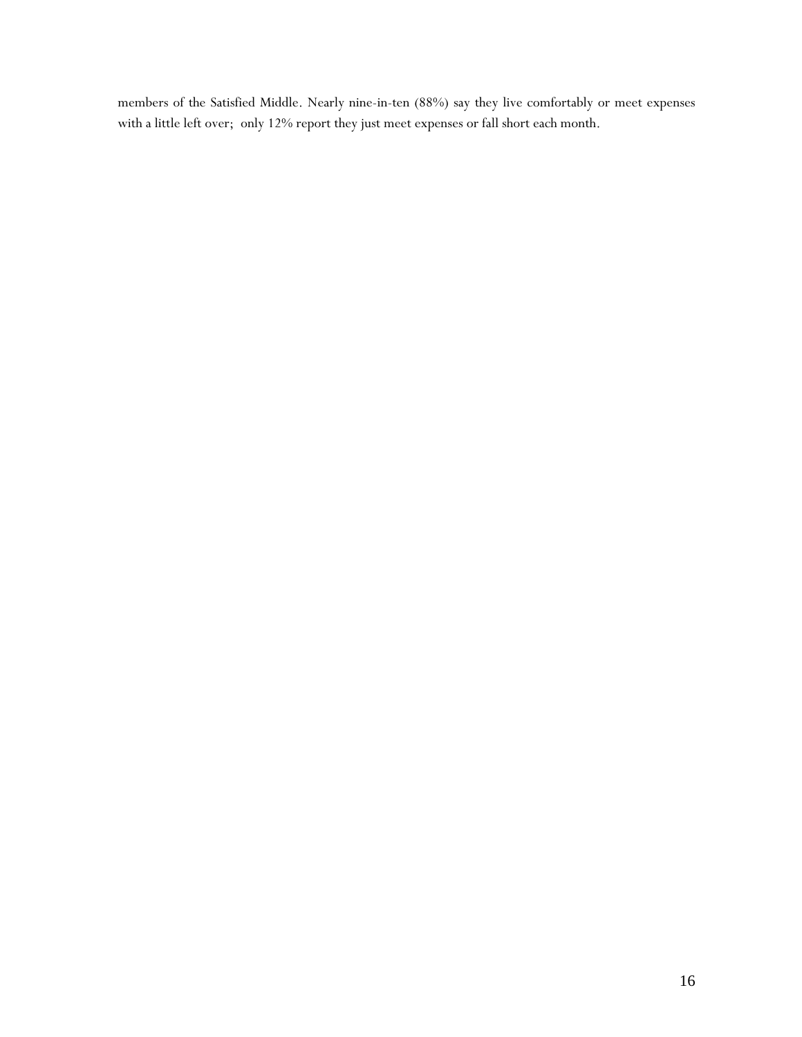members of the Satisfied Middle. Nearly nine-in-ten (88%) say they live comfortably or meet expenses with a little left over;  only 12% report they just meet expenses or fall short each month.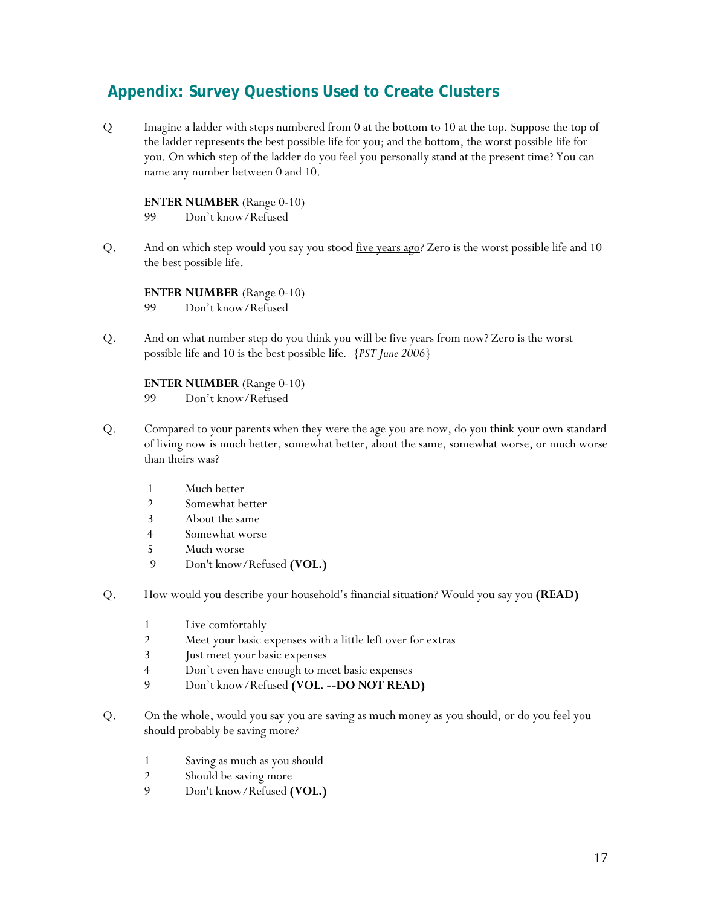## Appendix: Survey Questions Used to Create Clusters

Q Imagine a ladder with steps numbered from 0 at the bottom to 10 at the top. Suppose the top of the ladder represents the best possible life for you; and the bottom, the worst possible life for you. On which step of the ladder do you feel you personally stand at the present time? You can name any number between 0 and 10.

**ENTER NUMBER** (Range 0-10)
99 Don't know/Refused

Q. And on which step would you say you stood <u>five years ago</u>? Zero is the worst possible life and 10 the best possible life.

**ENTER NUMBER** (Range 0-10)
99 Don't know/Refused

Q. And on what number step do you think you will be <u>five years from now</u>? Zero is the worst possible life and 10 is the best possible life. {*PST June 2006*}

**ENTER NUMBER** (Range 0-10)
99 Don't know/Refused

Q. Compared to your parents when they were the age you are now, do you think your own standard of living now is much better, somewhat better, about the same, somewhat worse, or much worse than theirs was?

1 Much better
2 Somewhat better
3 About the same
4 Somewhat worse
5 Much worse
9 Don't know/Refused **(VOL.)**

Q. How would you describe your household's financial situation? Would you say you **(READ)**

1 Live comfortably
2 Meet your basic expenses with a little left over for extras
3 Just meet your basic expenses
4 Don't even have enough to meet basic expenses
9 Don't know/Refused **(VOL. --DO NOT READ)**

Q. On the whole, would you say you are saving as much money as you should, or do you feel you should probably be saving more?

1 Saving as much as you should
2 Should be saving more
9 Don't know/Refused **(VOL.)**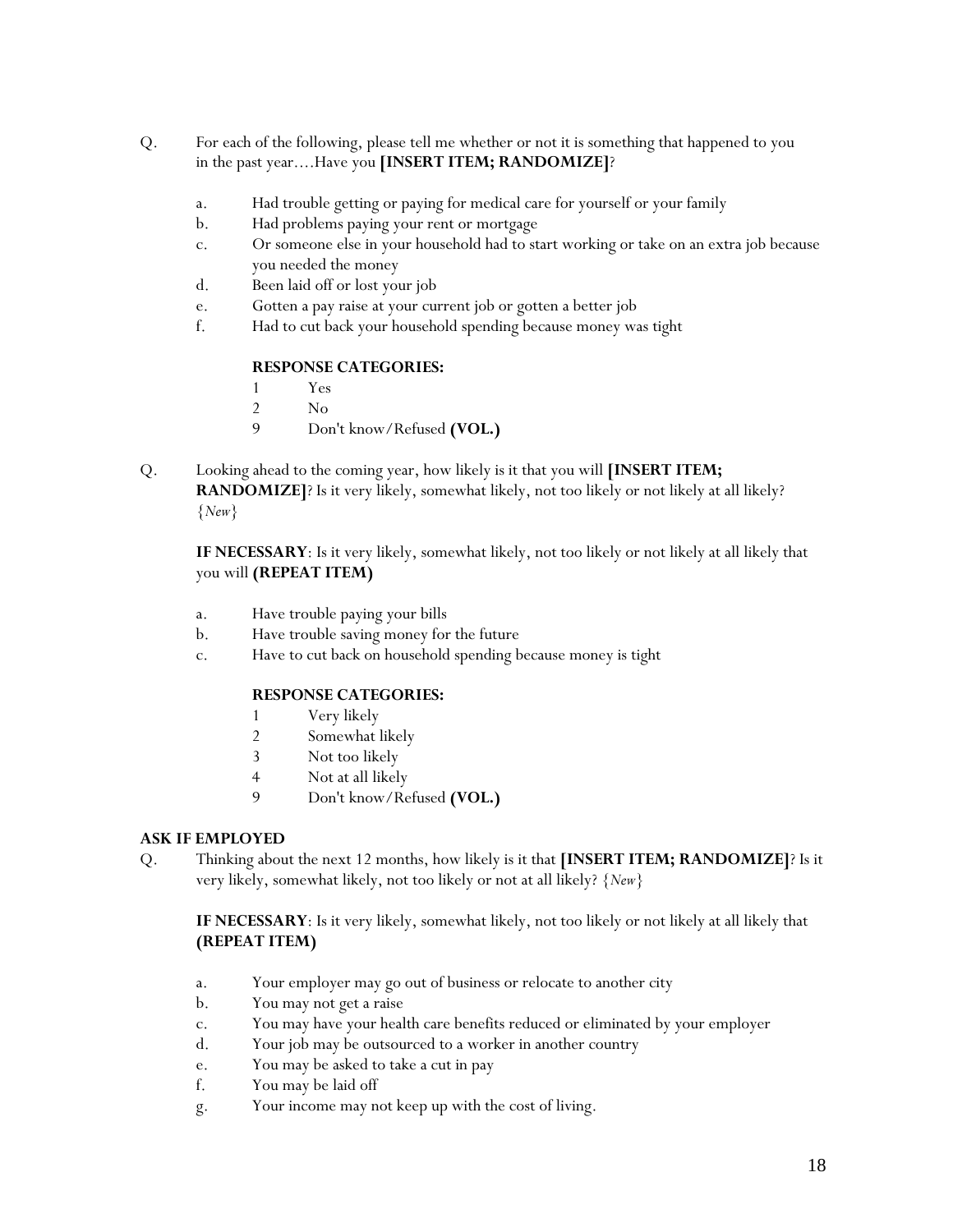Q. For each of the following, please tell me whether or not it is something that happened to you in the past year….Have you **[INSERT ITEM; RANDOMIZE]**?

a. Had trouble getting or paying for medical care for yourself or your family
b. Had problems paying your rent or mortgage
c. Or someone else in your household had to start working or take on an extra job because you needed the money
d. Been laid off or lost your job
e. Gotten a pay raise at your current job or gotten a better job
f. Had to cut back your household spending because money was tight

**RESPONSE CATEGORIES:**

1 Yes
2 No
9 Don't know/Refused **(VOL.)**

Q. Looking ahead to the coming year, how likely is it that you will **[INSERT ITEM; RANDOMIZE]**? Is it very likely, somewhat likely, not too likely or not likely at all likely? {*New*}

**IF NECESSARY**: Is it very likely, somewhat likely, not too likely or not likely at all likely that you will **(REPEAT ITEM)**

a. Have trouble paying your bills
b. Have trouble saving money for the future
c. Have to cut back on household spending because money is tight

**RESPONSE CATEGORIES:**

1 Very likely
2 Somewhat likely
3 Not too likely
4 Not at all likely
9 Don't know/Refused **(VOL.)**

**ASK IF EMPLOYED**

Q. Thinking about the next 12 months, how likely is it that **[INSERT ITEM; RANDOMIZE]**? Is it very likely, somewhat likely, not too likely or not at all likely? {*New*}

**IF NECESSARY**: Is it very likely, somewhat likely, not too likely or not likely at all likely that **(REPEAT ITEM)**

a. Your employer may go out of business or relocate to another city
b. You may not get a raise
c. You may have your health care benefits reduced or eliminated by your employer
d. Your job may be outsourced to a worker in another country
e. You may be asked to take a cut in pay
f. You may be laid off
g. Your income may not keep up with the cost of living.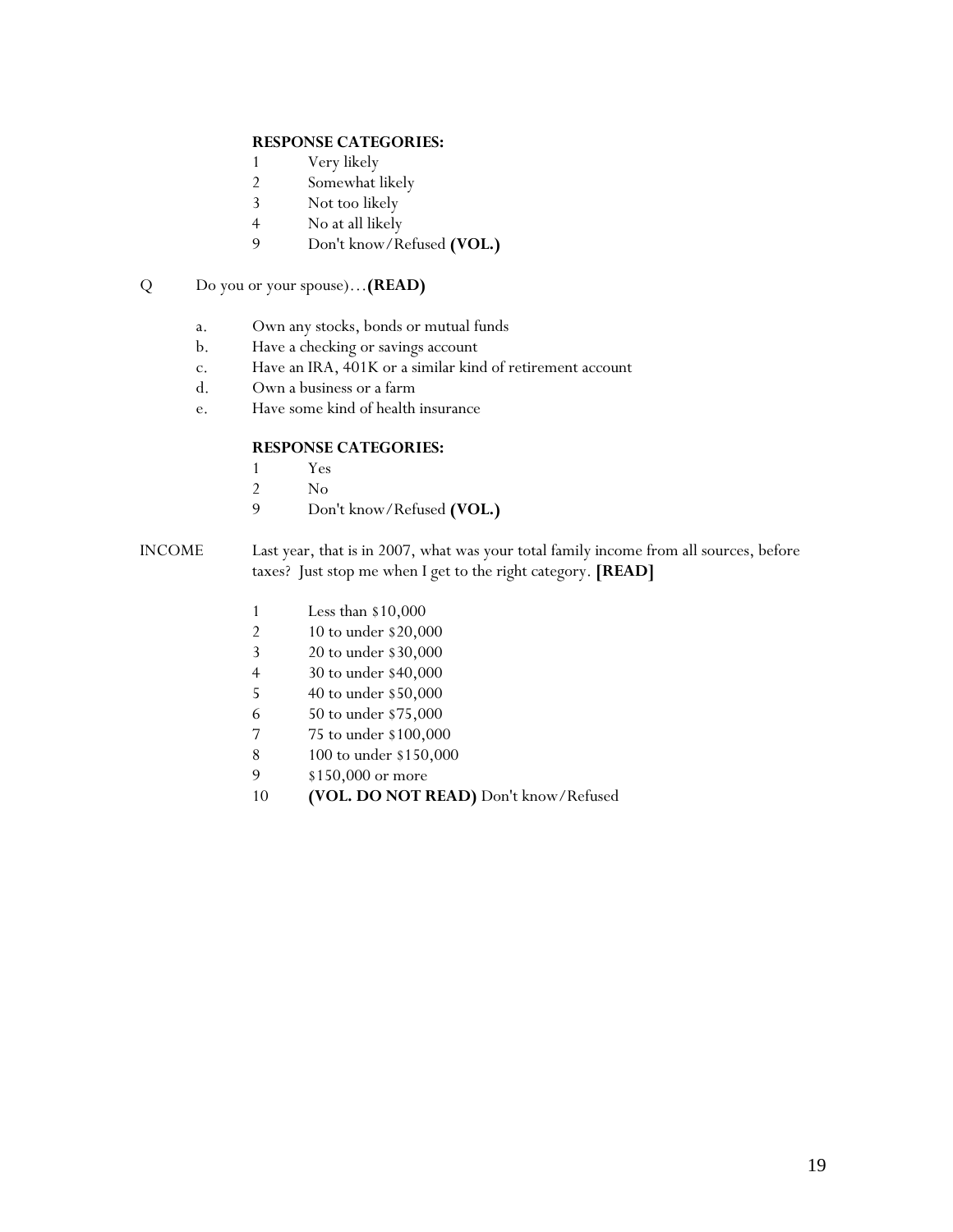**RESPONSE CATEGORIES:**

1 Very likely
2 Somewhat likely
3 Not too likely
4 No at all likely
9 Don't know/Refused **(VOL.)**

Q Do you or your spouse)…**(READ)**

a. Own any stocks, bonds or mutual funds
b. Have a checking or savings account
c. Have an IRA, 401K or a similar kind of retirement account
d. Own a business or a farm
e. Have some kind of health insurance

**RESPONSE CATEGORIES:**

1 Yes
2 No
9 Don't know/Refused **(VOL.)**

INCOME Last year, that is in 2007, what was your total family income from all sources, before taxes? Just stop me when I get to the right category. **[READ]**

1 Less than $10,000
2 10 to under $20,000
3 20 to under $30,000
4 30 to under $40,000
5 40 to under $50,000
6 50 to under $75,000
7 75 to under $100,000
8 100 to under $150,000
9 $150,000 or more
10 **(VOL. DO NOT READ)** Don't know/Refused